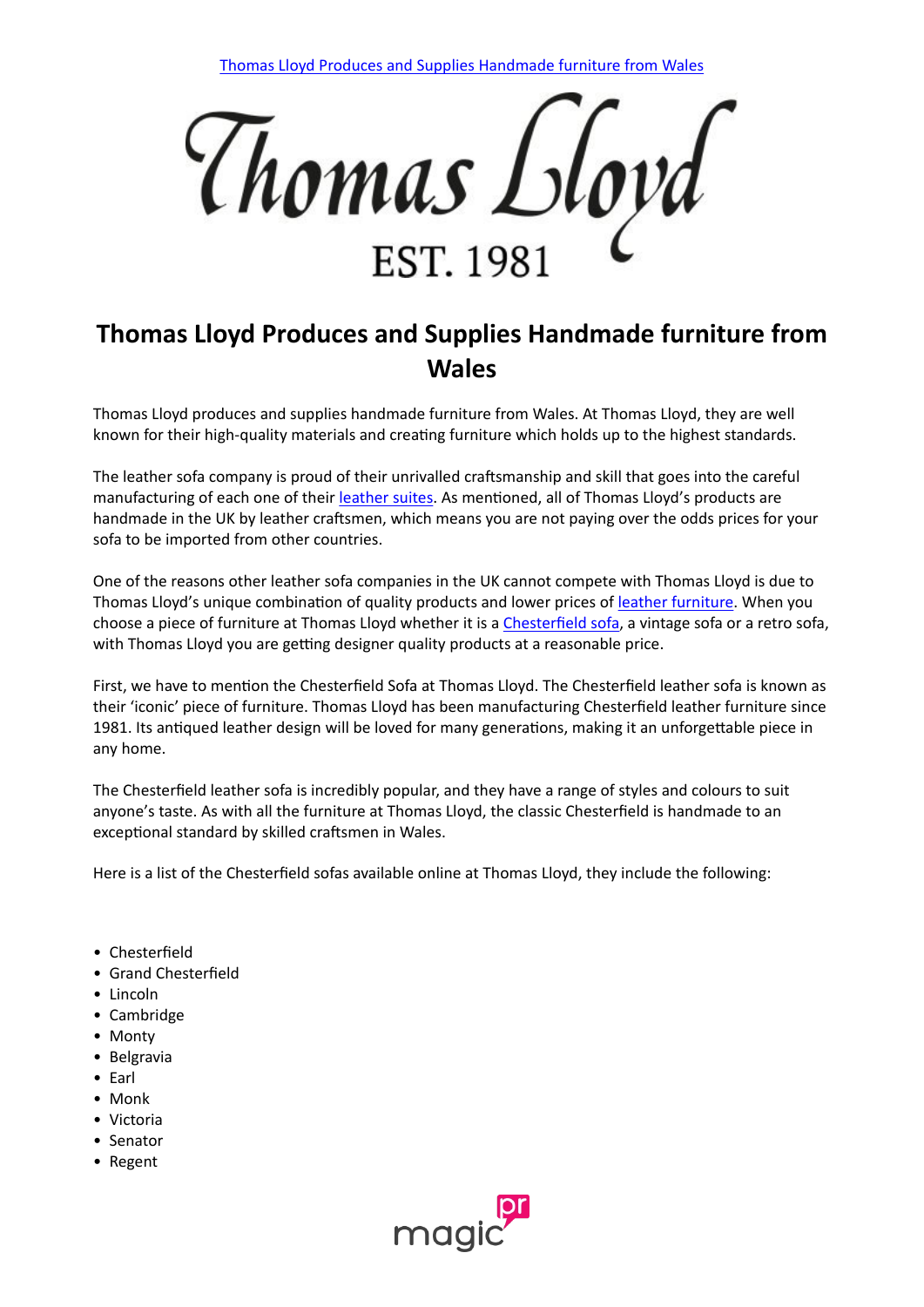[Thomas Lloyd Produces and Supplies Handmade furniture from Wales](#)

Thomas Lloyd

EST. 1981

# Thomas Lloyd Produces and Supplies Handmade furniture from Wales

Thomas Lloyd produces and supplies handmade furniture from Wales. At Thomas Lloyd, they are well known for their high-quality materials and creating furniture which holds up to the highest standards.

The leather sofa company is proud of their unrivalled craftsmanship and skill that goes into the careful manufacturing of each one of their [leather suites](#). As mentioned, all of Thomas Lloyd's products are handmade in the UK by leather craftsmen, which means you are not paying over the odds prices for your sofa to be imported from other countries.

One of the reasons other leather sofa companies in the UK cannot compete with Thomas Lloyd is due to Thomas Lloyd's unique combination of quality products and lower prices of [leather furniture](#). When you choose a piece of furniture at Thomas Lloyd whether it is a [Chesterfield sofa](#), a vintage sofa or a retro sofa, with Thomas Lloyd you are getting designer quality products at a reasonable price.

First, we have to mention the Chesterfield Sofa at Thomas Lloyd. The Chesterfield leather sofa is known as their 'iconic' piece of furniture. Thomas Lloyd has been manufacturing Chesterfield leather furniture since 1981. Its antiqued leather design will be loved for many generations, making it an unforgettable piece in any home.

The Chesterfield leather sofa is incredibly popular, and they have a range of styles and colours to suit anyone's taste. As with all the furniture at Thomas Lloyd, the classic Chesterfield is handmade to an exceptional standard by skilled craftsmen in Wales.

Here is a list of the Chesterfield sofas available online at Thomas Lloyd, they include the following:

- Chesterfield
- Grand Chesterfield
- Lincoln
- Cambridge
- Monty
- Belgravia
- Earl
- Monk
- Victoria
- Senator
- Regent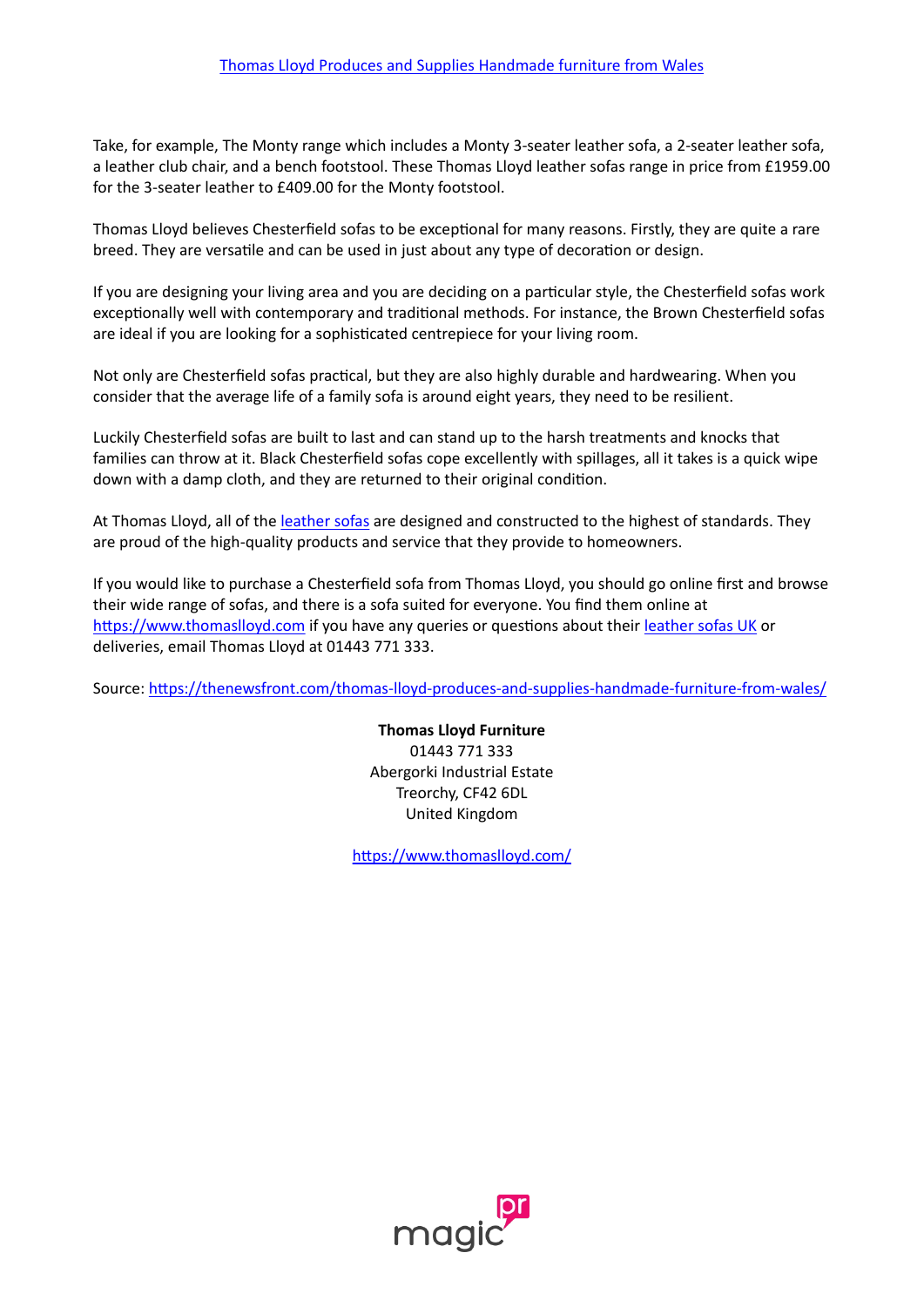[Thomas Lloyd Produces and Supplies Handmade furniture from Wales](https://thenewsfront.com/thomas-lloyd-produces-and-supplies-handmade-furniture-from-wales/)

Take, for example, The Monty range which includes a Monty 3-seater leather sofa, a 2-seater leather sofa, a leather club chair, and a bench footstool. These Thomas Lloyd leather sofas range in price from £1959.00 for the 3-seater leather to £409.00 for the Monty footstool.

Thomas Lloyd believes Chesterfield sofas to be exceptional for many reasons. Firstly, they are quite a rare breed. They are versatile and can be used in just about any type of decoration or design.

If you are designing your living area and you are deciding on a particular style, the Chesterfield sofas work exceptionally well with contemporary and traditional methods. For instance, the Brown Chesterfield sofas are ideal if you are looking for a sophisticated centrepiece for your living room.

Not only are Chesterfield sofas practical, but they are also highly durable and hardwearing. When you consider that the average life of a family sofa is around eight years, they need to be resilient.

Luckily Chesterfield sofas are built to last and can stand up to the harsh treatments and knocks that families can throw at it. Black Chesterfield sofas cope excellently with spillages, all it takes is a quick wipe down with a damp cloth, and they are returned to their original condition.

At Thomas Lloyd, all of the [leather sofas](https://www.thomaslloyd.com) are designed and constructed to the highest of standards. They are proud of the high-quality products and service that they provide to homeowners.

If you would like to purchase a Chesterfield sofa from Thomas Lloyd, you should go online first and browse their wide range of sofas, and there is a sofa suited for everyone. You find them online at [https://www.thomaslloyd.com](https://www.thomaslloyd.com) if you have any queries or questions about their [leather sofas UK](https://www.thomaslloyd.com) or deliveries, email Thomas Lloyd at 01443 771 333.

Source: [https://thenewsfront.com/thomas-lloyd-produces-and-supplies-handmade-furniture-from-wales/](https://thenewsfront.com/thomas-lloyd-produces-and-supplies-handmade-furniture-from-wales/)

**Thomas Lloyd Furniture**
01443 771 333
Abergorki Industrial Estate
Treorchy, CF42 6DL
United Kingdom

[https://www.thomaslloyd.com/](https://www.thomaslloyd.com/)